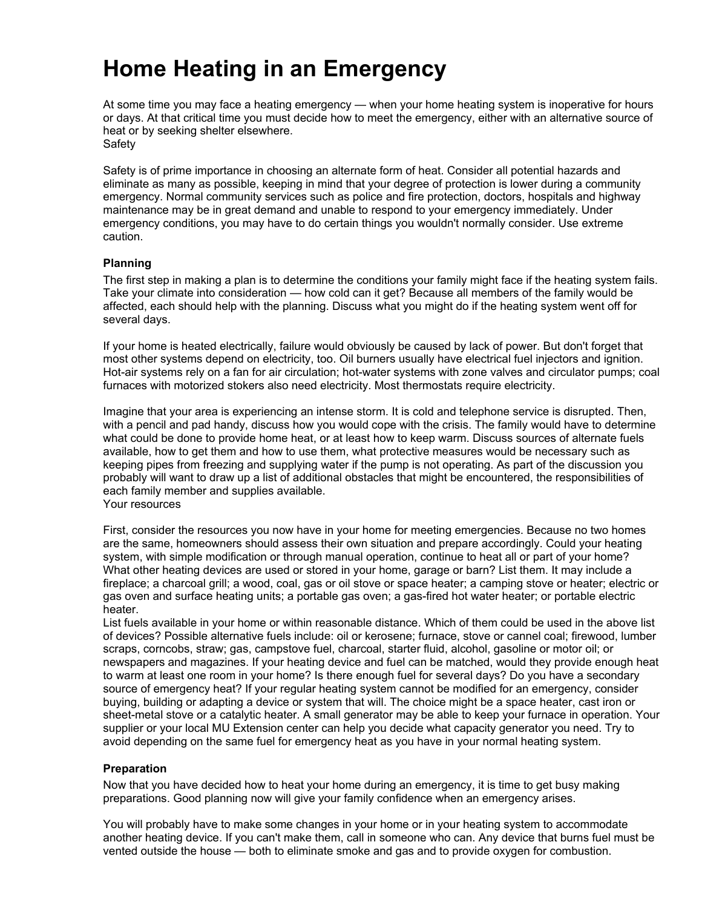# Home Heating in an Emergency

At some time you may face a heating emergency — when your home heating system is inoperative for hours or days. At that critical time you must decide how to meet the emergency, either with an alternative source of heat or by seeking shelter elsewhere.

Safety

Safety is of prime importance in choosing an alternate form of heat. Consider all potential hazards and eliminate as many as possible, keeping in mind that your degree of protection is lower during a community emergency. Normal community services such as police and fire protection, doctors, hospitals and highway maintenance may be in great demand and unable to respond to your emergency immediately. Under emergency conditions, you may have to do certain things you wouldn't normally consider. Use extreme caution.

### Planning

The first step in making a plan is to determine the conditions your family might face if the heating system fails. Take your climate into consideration — how cold can it get? Because all members of the family would be affected, each should help with the planning. Discuss what you might do if the heating system went off for several days.

If your home is heated electrically, failure would obviously be caused by lack of power. But don't forget that most other systems depend on electricity, too. Oil burners usually have electrical fuel injectors and ignition. Hot-air systems rely on a fan for air circulation; hot-water systems with zone valves and circulator pumps; coal furnaces with motorized stokers also need electricity. Most thermostats require electricity.

Imagine that your area is experiencing an intense storm. It is cold and telephone service is disrupted. Then, with a pencil and pad handy, discuss how you would cope with the crisis. The family would have to determine what could be done to provide home heat, or at least how to keep warm. Discuss sources of alternate fuels available, how to get them and how to use them, what protective measures would be necessary such as keeping pipes from freezing and supplying water if the pump is not operating. As part of the discussion you probably will want to draw up a list of additional obstacles that might be encountered, the responsibilities of each family member and supplies available.

Your resources

First, consider the resources you now have in your home for meeting emergencies. Because no two homes are the same, homeowners should assess their own situation and prepare accordingly. Could your heating system, with simple modification or through manual operation, continue to heat all or part of your home? What other heating devices are used or stored in your home, garage or barn? List them. It may include a fireplace; a charcoal grill; a wood, coal, gas or oil stove or space heater; a camping stove or heater; electric or gas oven and surface heating units; a portable gas oven; a gas-fired hot water heater; or portable electric heater.

List fuels available in your home or within reasonable distance. Which of them could be used in the above list of devices? Possible alternative fuels include: oil or kerosene; furnace, stove or cannel coal; firewood, lumber scraps, corncobs, straw; gas, campstove fuel, charcoal, starter fluid, alcohol, gasoline or motor oil; or newspapers and magazines. If your heating device and fuel can be matched, would they provide enough heat to warm at least one room in your home? Is there enough fuel for several days? Do you have a secondary source of emergency heat? If your regular heating system cannot be modified for an emergency, consider buying, building or adapting a device or system that will. The choice might be a space heater, cast iron or sheet-metal stove or a catalytic heater. A small generator may be able to keep your furnace in operation. Your supplier or your local MU Extension center can help you decide what capacity generator you need. Try to avoid depending on the same fuel for emergency heat as you have in your normal heating system.

### Preparation

Now that you have decided how to heat your home during an emergency, it is time to get busy making preparations. Good planning now will give your family confidence when an emergency arises.

You will probably have to make some changes in your home or in your heating system to accommodate another heating device. If you can't make them, call in someone who can. Any device that burns fuel must be vented outside the house — both to eliminate smoke and gas and to provide oxygen for combustion.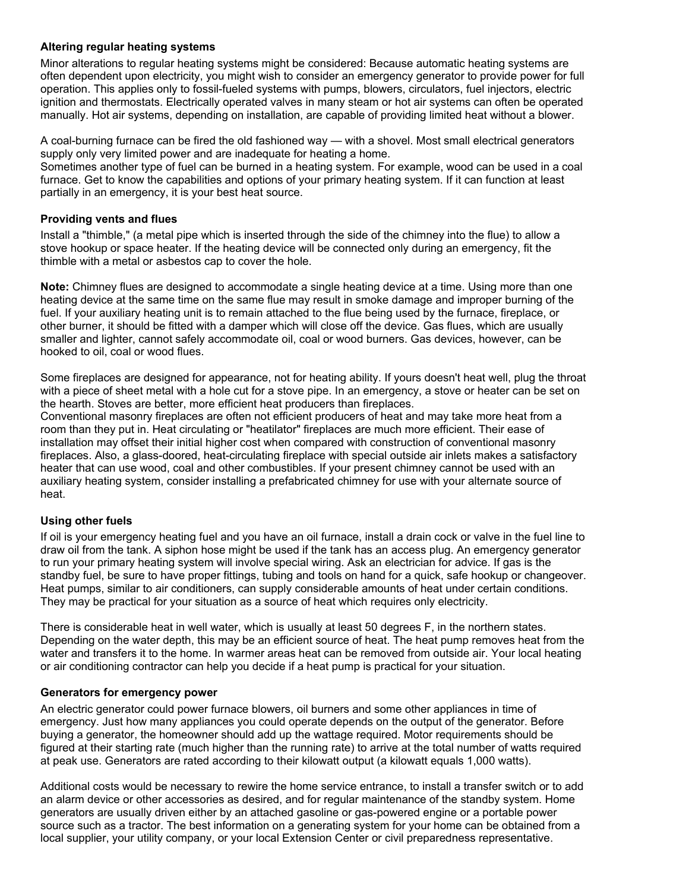### Altering regular heating systems

Minor alterations to regular heating systems might be considered: Because automatic heating systems are often dependent upon electricity, you might wish to consider an emergency generator to provide power for full operation. This applies only to fossil-fueled systems with pumps, blowers, circulators, fuel injectors, electric ignition and thermostats. Electrically operated valves in many steam or hot air systems can often be operated manually. Hot air systems, depending on installation, are capable of providing limited heat without a blower.

A coal-burning furnace can be fired the old fashioned way — with a shovel. Most small electrical generators supply only very limited power and are inadequate for heating a home.
Sometimes another type of fuel can be burned in a heating system. For example, wood can be used in a coal furnace. Get to know the capabilities and options of your primary heating system. If it can function at least partially in an emergency, it is your best heat source.

### Providing vents and flues

Install a "thimble," (a metal pipe which is inserted through the side of the chimney into the flue) to allow a stove hookup or space heater. If the heating device will be connected only during an emergency, fit the thimble with a metal or asbestos cap to cover the hole.

**Note:** Chimney flues are designed to accommodate a single heating device at a time. Using more than one heating device at the same time on the same flue may result in smoke damage and improper burning of the fuel. If your auxiliary heating unit is to remain attached to the flue being used by the furnace, fireplace, or other burner, it should be fitted with a damper which will close off the device. Gas flues, which are usually smaller and lighter, cannot safely accommodate oil, coal or wood burners. Gas devices, however, can be hooked to oil, coal or wood flues.

Some fireplaces are designed for appearance, not for heating ability. If yours doesn't heat well, plug the throat with a piece of sheet metal with a hole cut for a stove pipe. In an emergency, a stove or heater can be set on the hearth. Stoves are better, more efficient heat producers than fireplaces.
Conventional masonry fireplaces are often not efficient producers of heat and may take more heat from a room than they put in. Heat circulating or "heatilator" fireplaces are much more efficient. Their ease of installation may offset their initial higher cost when compared with construction of conventional masonry fireplaces. Also, a glass-doored, heat-circulating fireplace with special outside air inlets makes a satisfactory heater that can use wood, coal and other combustibles. If your present chimney cannot be used with an auxiliary heating system, consider installing a prefabricated chimney for use with your alternate source of heat.

### Using other fuels

If oil is your emergency heating fuel and you have an oil furnace, install a drain cock or valve in the fuel line to draw oil from the tank. A siphon hose might be used if the tank has an access plug. An emergency generator to run your primary heating system will involve special wiring. Ask an electrician for advice. If gas is the standby fuel, be sure to have proper fittings, tubing and tools on hand for a quick, safe hookup or changeover. Heat pumps, similar to air conditioners, can supply considerable amounts of heat under certain conditions. They may be practical for your situation as a source of heat which requires only electricity.

There is considerable heat in well water, which is usually at least 50 degrees F, in the northern states. Depending on the water depth, this may be an efficient source of heat. The heat pump removes heat from the water and transfers it to the home. In warmer areas heat can be removed from outside air. Your local heating or air conditioning contractor can help you decide if a heat pump is practical for your situation.

### Generators for emergency power

An electric generator could power furnace blowers, oil burners and some other appliances in time of emergency. Just how many appliances you could operate depends on the output of the generator. Before buying a generator, the homeowner should add up the wattage required. Motor requirements should be figured at their starting rate (much higher than the running rate) to arrive at the total number of watts required at peak use. Generators are rated according to their kilowatt output (a kilowatt equals 1,000 watts).

Additional costs would be necessary to rewire the home service entrance, to install a transfer switch or to add an alarm device or other accessories as desired, and for regular maintenance of the standby system. Home generators are usually driven either by an attached gasoline or gas-powered engine or a portable power source such as a tractor. The best information on a generating system for your home can be obtained from a local supplier, your utility company, or your local Extension Center or civil preparedness representative.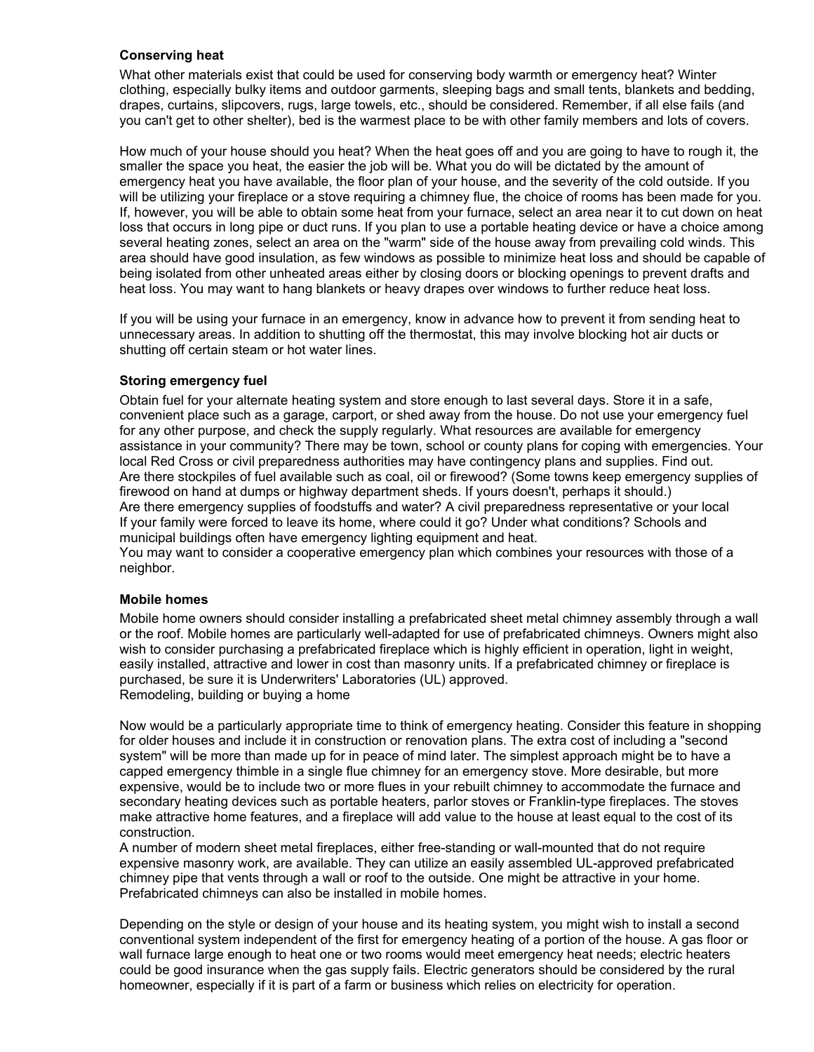### Conserving heat

What other materials exist that could be used for conserving body warmth or emergency heat? Winter clothing, especially bulky items and outdoor garments, sleeping bags and small tents, blankets and bedding, drapes, curtains, slipcovers, rugs, large towels, etc., should be considered. Remember, if all else fails (and you can't get to other shelter), bed is the warmest place to be with other family members and lots of covers.

How much of your house should you heat? When the heat goes off and you are going to have to rough it, the smaller the space you heat, the easier the job will be. What you do will be dictated by the amount of emergency heat you have available, the floor plan of your house, and the severity of the cold outside. If you will be utilizing your fireplace or a stove requiring a chimney flue, the choice of rooms has been made for you. If, however, you will be able to obtain some heat from your furnace, select an area near it to cut down on heat loss that occurs in long pipe or duct runs. If you plan to use a portable heating device or have a choice among several heating zones, select an area on the "warm" side of the house away from prevailing cold winds. This area should have good insulation, as few windows as possible to minimize heat loss and should be capable of being isolated from other unheated areas either by closing doors or blocking openings to prevent drafts and heat loss. You may want to hang blankets or heavy drapes over windows to further reduce heat loss.

If you will be using your furnace in an emergency, know in advance how to prevent it from sending heat to unnecessary areas. In addition to shutting off the thermostat, this may involve blocking hot air ducts or shutting off certain steam or hot water lines.

### Storing emergency fuel

Obtain fuel for your alternate heating system and store enough to last several days. Store it in a safe, convenient place such as a garage, carport, or shed away from the house. Do not use your emergency fuel for any other purpose, and check the supply regularly. What resources are available for emergency assistance in your community? There may be town, school or county plans for coping with emergencies. Your local Red Cross or civil preparedness authorities may have contingency plans and supplies. Find out.
Are there stockpiles of fuel available such as coal, oil or firewood? (Some towns keep emergency supplies of firewood on hand at dumps or highway department sheds. If yours doesn't, perhaps it should.)
Are there emergency supplies of foodstuffs and water? A civil preparedness representative or your local
If your family were forced to leave its home, where could it go? Under what conditions? Schools and municipal buildings often have emergency lighting equipment and heat.
You may want to consider a cooperative emergency plan which combines your resources with those of a neighbor.

### Mobile homes

Mobile home owners should consider installing a prefabricated sheet metal chimney assembly through a wall or the roof. Mobile homes are particularly well-adapted for use of prefabricated chimneys. Owners might also wish to consider purchasing a prefabricated fireplace which is highly efficient in operation, light in weight, easily installed, attractive and lower in cost than masonry units. If a prefabricated chimney or fireplace is purchased, be sure it is Underwriters' Laboratories (UL) approved.
Remodeling, building or buying a home

Now would be a particularly appropriate time to think of emergency heating. Consider this feature in shopping for older houses and include it in construction or renovation plans. The extra cost of including a "second system" will be more than made up for in peace of mind later. The simplest approach might be to have a capped emergency thimble in a single flue chimney for an emergency stove. More desirable, but more expensive, would be to include two or more flues in your rebuilt chimney to accommodate the furnace and secondary heating devices such as portable heaters, parlor stoves or Franklin-type fireplaces. The stoves make attractive home features, and a fireplace will add value to the house at least equal to the cost of its construction.
A number of modern sheet metal fireplaces, either free-standing or wall-mounted that do not require expensive masonry work, are available. They can utilize an easily assembled UL-approved prefabricated chimney pipe that vents through a wall or roof to the outside. One might be attractive in your home. Prefabricated chimneys can also be installed in mobile homes.

Depending on the style or design of your house and its heating system, you might wish to install a second conventional system independent of the first for emergency heating of a portion of the house. A gas floor or wall furnace large enough to heat one or two rooms would meet emergency heat needs; electric heaters could be good insurance when the gas supply fails. Electric generators should be considered by the rural homeowner, especially if it is part of a farm or business which relies on electricity for operation.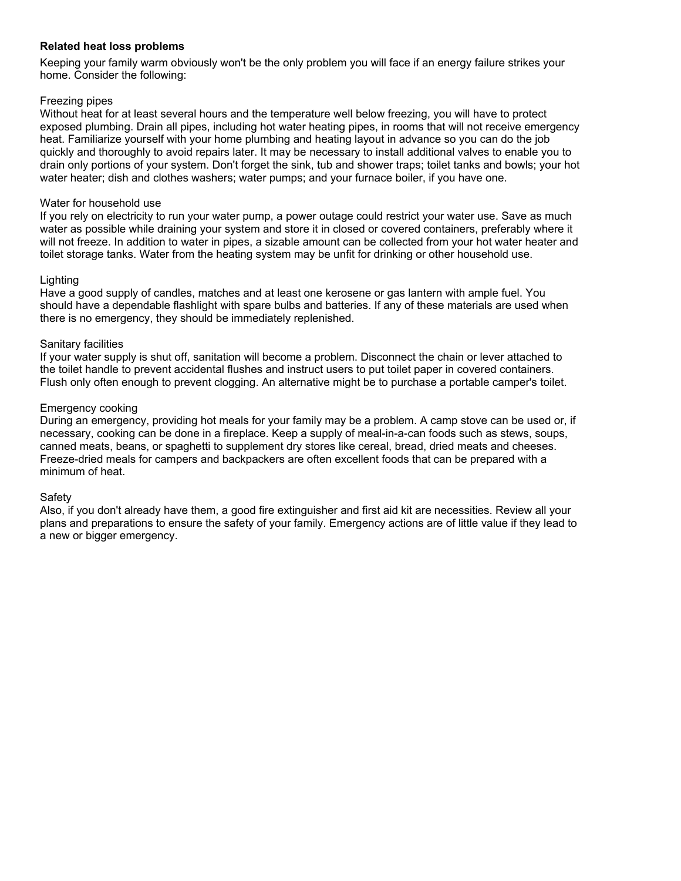**Related heat loss problems**

Keeping your family warm obviously won't be the only problem you will face if an energy failure strikes your home. Consider the following:

Freezing pipes
Without heat for at least several hours and the temperature well below freezing, you will have to protect exposed plumbing. Drain all pipes, including hot water heating pipes, in rooms that will not receive emergency heat. Familiarize yourself with your home plumbing and heating layout in advance so you can do the job quickly and thoroughly to avoid repairs later. It may be necessary to install additional valves to enable you to drain only portions of your system. Don't forget the sink, tub and shower traps; toilet tanks and bowls; your hot water heater; dish and clothes washers; water pumps; and your furnace boiler, if you have one.

Water for household use
If you rely on electricity to run your water pump, a power outage could restrict your water use. Save as much water as possible while draining your system and store it in closed or covered containers, preferably where it will not freeze. In addition to water in pipes, a sizable amount can be collected from your hot water heater and toilet storage tanks. Water from the heating system may be unfit for drinking or other household use.

Lighting
Have a good supply of candles, matches and at least one kerosene or gas lantern with ample fuel. You should have a dependable flashlight with spare bulbs and batteries. If any of these materials are used when there is no emergency, they should be immediately replenished.

Sanitary facilities
If your water supply is shut off, sanitation will become a problem. Disconnect the chain or lever attached to the toilet handle to prevent accidental flushes and instruct users to put toilet paper in covered containers. Flush only often enough to prevent clogging. An alternative might be to purchase a portable camper's toilet.

Emergency cooking
During an emergency, providing hot meals for your family may be a problem. A camp stove can be used or, if necessary, cooking can be done in a fireplace. Keep a supply of meal-in-a-can foods such as stews, soups, canned meats, beans, or spaghetti to supplement dry stores like cereal, bread, dried meats and cheeses. Freeze-dried meals for campers and backpackers are often excellent foods that can be prepared with a minimum of heat.

Safety
Also, if you don't already have them, a good fire extinguisher and first aid kit are necessities. Review all your plans and preparations to ensure the safety of your family. Emergency actions are of little value if they lead to a new or bigger emergency.